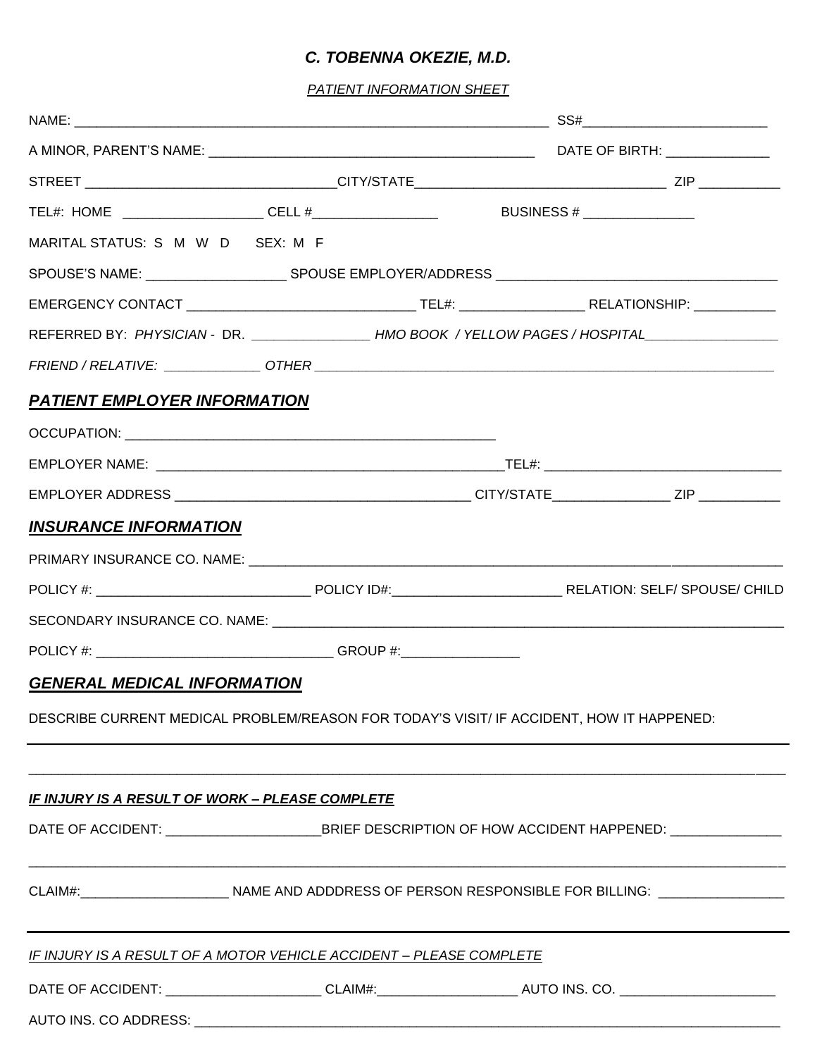# *C. TOBENNA OKEZIE, M.D.*

*PATIENT INFORMATION SHEET*

NAME: ______________________________________________________________ SS#________________________

A MINOR, PARENT'S NAME: __________________________________________ DATE OF BIRTH: _____________

STREET ________________________________CITY/STATE________________________________ ZIP __________

TEL#: HOME __________________ CELL #________________ BUSINESS # ______________

MARITAL STATUS: S M W D SEX: M F

SPOUSE'S NAME: __________________ SPOUSE EMPLOYER/ADDRESS ____________________________________

EMERGENCY CONTACT ______________________________ TEL#: ________________ RELATIONSHIP: __________

REFERRED BY: *PHYSICIAN* - DR. _______________ *HMO BOOK / YELLOW PAGES / HOSPITAL*_________________

*FRIEND / RELATIVE:* ____________ *OTHER* ______________________________________________________________

## *PATIENT EMPLOYER INFORMATION*

OCCUPATION: _________________________________________________

EMPLOYER NAME: ____________________________________________TEL#: ______________________________

EMPLOYER ADDRESS _______________________________________ CITY/STATE_______________ ZIP __________

## *INSURANCE INFORMATION*

PRIMARY INSURANCE CO. NAME: ________________________________________________________________________

POLICY #: ____________________________ POLICY ID#:______________________ RELATION: SELF/ SPOUSE/ CHILD

SECONDARY INSURANCE CO. NAME: _____________________________________________________________________

POLICY #: _______________________________ GROUP #:________________

## *GENERAL MEDICAL INFORMATION*

DESCRIBE CURRENT MEDICAL PROBLEM/REASON FOR TODAY'S VISIT/ IF ACCIDENT, HOW IT HAPPENED:

_____________________________________________________________________________________________

_____________________________________________________________________________________________

### *IF INJURY IS A RESULT OF WORK – PLEASE COMPLETE*

DATE OF ACCIDENT: ____________________BRIEF DESCRIPTION OF HOW ACCIDENT HAPPENED: ______________

_____________________________________________________________________________________________

CLAIM#:___________________ NAME AND ADDDRESS OF PERSON RESPONSIBLE FOR BILLING: ________________

_____________________________________________________________________________________________

### *IF INJURY IS A RESULT OF A MOTOR VEHICLE ACCIDENT – PLEASE COMPLETE*

DATE OF ACCIDENT: ____________________ CLAIM#:__________________ AUTO INS. CO. ____________________

AUTO INS. CO ADDRESS: _______________________________________________________________________________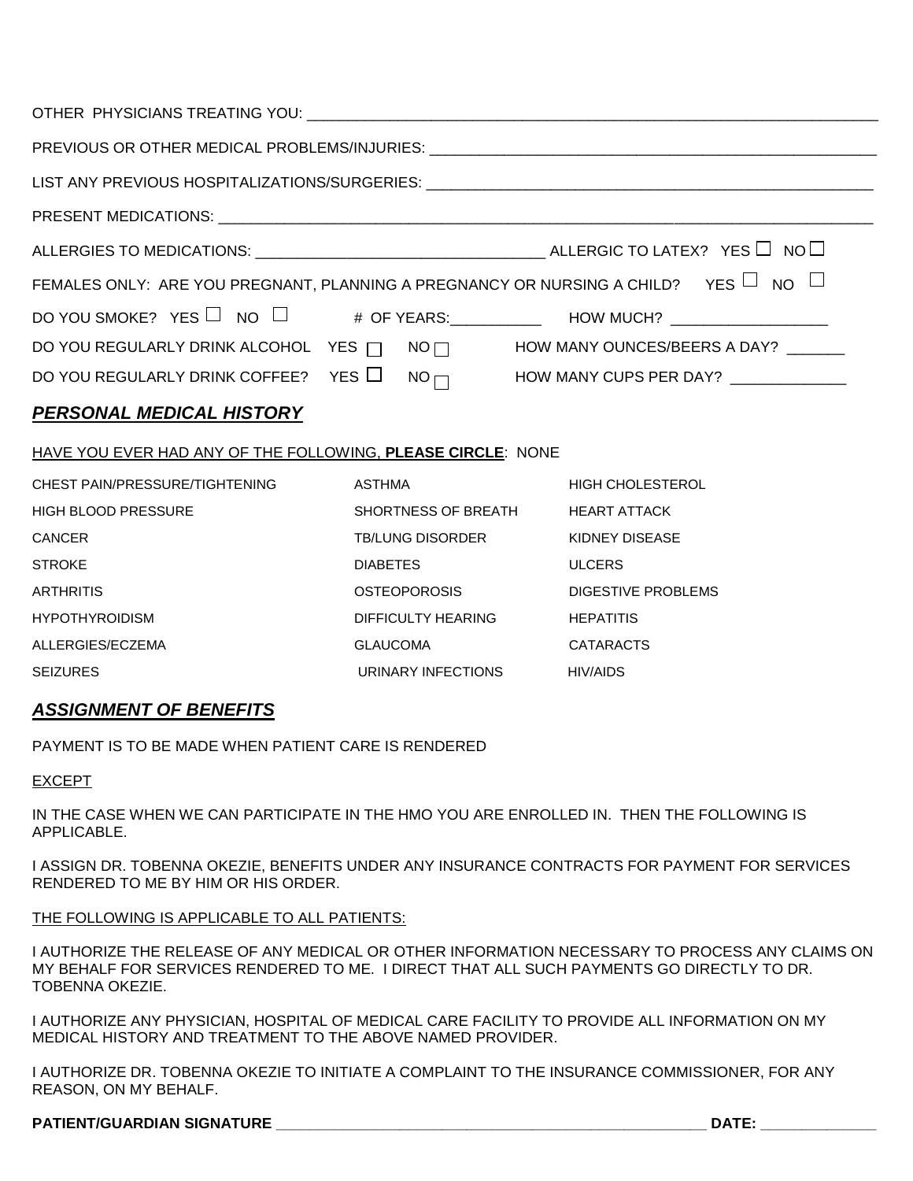OTHER PHYSICIANS TREATING YOU: ______________________________________________________________________

PREVIOUS OR OTHER MEDICAL PROBLEMS/INJURIES: ____________________________________________________

LIST ANY PREVIOUS HOSPITALIZATIONS/SURGERIES: ___________________________________________________

PRESENT MEDICATIONS: ____________________________________________________________________________

ALLERGIES TO MEDICATIONS: __________________________________ ALLERGIC TO LATEX? YES ☐ NO ☐

FEMALES ONLY: ARE YOU PREGNANT, PLANNING A PREGNANCY OR NURSING A CHILD? YES ☐ NO ☐

DO YOU SMOKE? YES ☐ NO ☐ # OF YEARS:__________ HOW MUCH? __________________

DO YOU REGULARLY DRINK ALCOHOL YES ☐ NO ☐ HOW MANY OUNCES/BEERS A DAY? _______

DO YOU REGULARLY DRINK COFFEE? YES ☐ NO ☐ HOW MANY CUPS PER DAY? _____________

## ***PERSONAL MEDICAL HISTORY***

HAVE YOU EVER HAD ANY OF THE FOLLOWING, **PLEASE CIRCLE**: NONE

| | | |
|---|---|---|
| CHEST PAIN/PRESSURE/TIGHTENING | ASTHMA | HIGH CHOLESTEROL |
| HIGH BLOOD PRESSURE | SHORTNESS OF BREATH | HEART ATTACK |
| CANCER | TB/LUNG DISORDER | KIDNEY DISEASE |
| STROKE | DIABETES | ULCERS |
| ARTHRITIS | OSTEOPOROSIS | DIGESTIVE PROBLEMS |
| HYPOTHYROIDISM | DIFFICULTY HEARING | HEPATITIS |
| ALLERGIES/ECZEMA | GLAUCOMA | CATARACTS |
| SEIZURES | URINARY INFECTIONS | HIV/AIDS |

## ***ASSIGNMENT OF BENEFITS***

PAYMENT IS TO BE MADE WHEN PATIENT CARE IS RENDERED

EXCEPT

IN THE CASE WHEN WE CAN PARTICIPATE IN THE HMO YOU ARE ENROLLED IN. THEN THE FOLLOWING IS APPLICABLE.

I ASSIGN DR. TOBENNA OKEZIE, BENEFITS UNDER ANY INSURANCE CONTRACTS FOR PAYMENT FOR SERVICES RENDERED TO ME BY HIM OR HIS ORDER.

THE FOLLOWING IS APPLICABLE TO ALL PATIENTS:

I AUTHORIZE THE RELEASE OF ANY MEDICAL OR OTHER INFORMATION NECESSARY TO PROCESS ANY CLAIMS ON MY BEHALF FOR SERVICES RENDERED TO ME. I DIRECT THAT ALL SUCH PAYMENTS GO DIRECTLY TO DR. TOBENNA OKEZIE.

I AUTHORIZE ANY PHYSICIAN, HOSPITAL OF MEDICAL CARE FACILITY TO PROVIDE ALL INFORMATION ON MY MEDICAL HISTORY AND TREATMENT TO THE ABOVE NAMED PROVIDER.

I AUTHORIZE DR. TOBENNA OKEZIE TO INITIATE A COMPLAINT TO THE INSURANCE COMMISSIONER, FOR ANY REASON, ON MY BEHALF.

**PATIENT/GUARDIAN SIGNATURE** ______________________________________________________ **DATE:** ______________